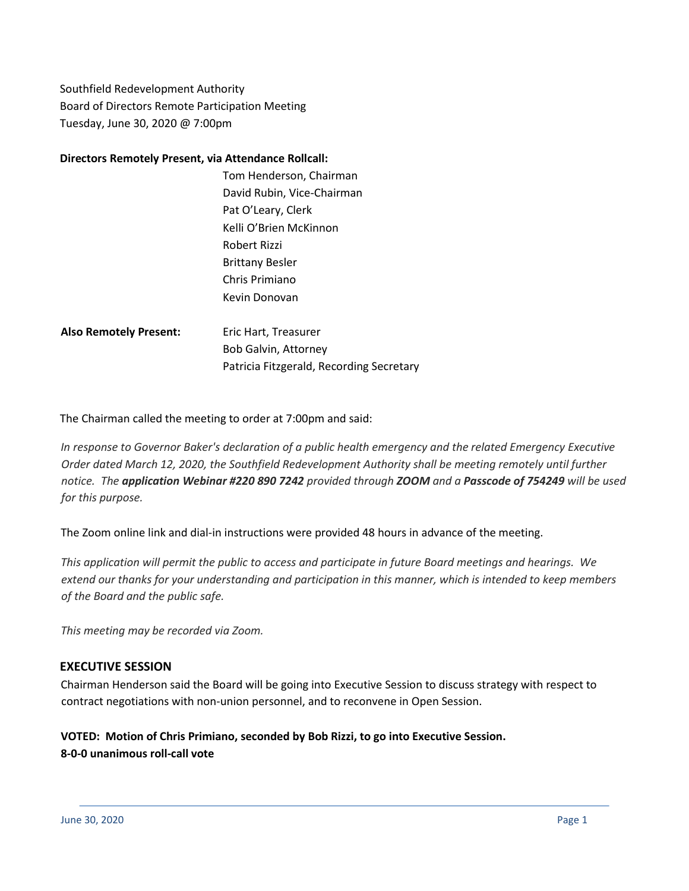Southfield Redevelopment Authority
Board of Directors Remote Participation Meeting
Tuesday, June 30, 2020 @ 7:00pm

**Directors Remotely Present, via Attendance Rollcall:**

Tom Henderson, Chairman
David Rubin, Vice-Chairman
Pat O'Leary, Clerk
Kelli O'Brien McKinnon
Robert Rizzi
Brittany Besler
Chris Primiano
Kevin Donovan

**Also Remotely Present:**

Eric Hart, Treasurer
Bob Galvin, Attorney
Patricia Fitzgerald, Recording Secretary

The Chairman called the meeting to order at 7:00pm and said:

*In response to Governor Baker's declaration of a public health emergency and the related Emergency Executive Order dated March 12, 2020, the Southfield Redevelopment Authority shall be meeting remotely until further notice. The **application Webinar #220 890 7242** provided through **ZOOM** and a **Passcode of 754249** will be used for this purpose.*

The Zoom online link and dial-in instructions were provided 48 hours in advance of the meeting.

*This application will permit the public to access and participate in future Board meetings and hearings. We extend our thanks for your understanding and participation in this manner, which is intended to keep members of the Board and the public safe.*

*This meeting may be recorded via Zoom.*

## EXECUTIVE SESSION

Chairman Henderson said the Board will be going into Executive Session to discuss strategy with respect to contract negotiations with non-union personnel, and to reconvene in Open Session.

**VOTED: Motion of Chris Primiano, seconded by Bob Rizzi, to go into Executive Session.**
**8-0-0 unanimous roll-call vote**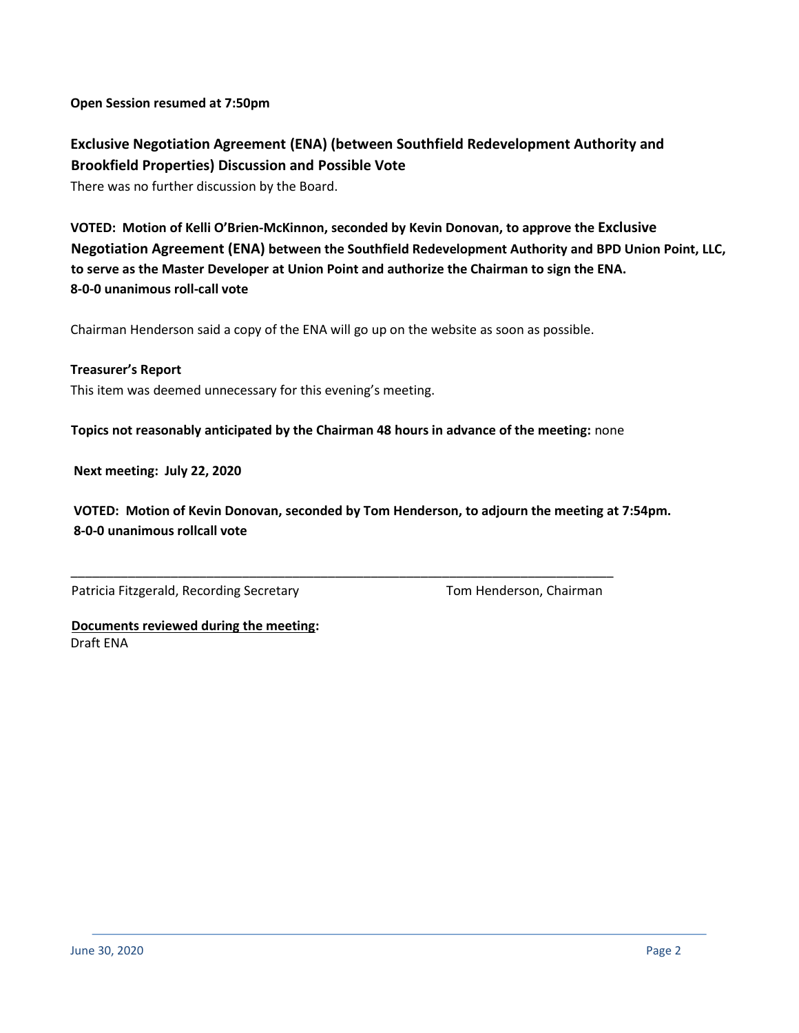**Open Session resumed at 7:50pm**

**Exclusive Negotiation Agreement (ENA) (between Southfield Redevelopment Authority and Brookfield Properties) Discussion and Possible Vote**

There was no further discussion by the Board.

**VOTED: Motion of Kelli O'Brien-McKinnon, seconded by Kevin Donovan, to approve the Exclusive Negotiation Agreement (ENA) between the Southfield Redevelopment Authority and BPD Union Point, LLC, to serve as the Master Developer at Union Point and authorize the Chairman to sign the ENA.**
**8-0-0 unanimous roll-call vote**

Chairman Henderson said a copy of the ENA will go up on the website as soon as possible.

**Treasurer's Report**

This item was deemed unnecessary for this evening's meeting.

**Topics not reasonably anticipated by the Chairman 48 hours in advance of the meeting:** none

**Next meeting: July 22, 2020**

**VOTED: Motion of Kevin Donovan, seconded by Tom Henderson, to adjourn the meeting at 7:54pm.**
**8-0-0 unanimous rollcall vote**

\_\_\_\_\_\_\_\_\_\_\_\_\_\_\_\_\_\_\_\_\_\_\_\_\_\_\_\_\_\_\_\_\_\_\_\_\_\_\_\_\_\_\_\_\_\_\_\_\_\_\_\_\_\_\_\_\_\_\_\_\_\_\_\_\_\_\_\_\_\_\_\_\_\_

Patricia Fitzgerald, Recording Secretary    Tom Henderson, Chairman

**Documents reviewed during the meeting:**

Draft ENA